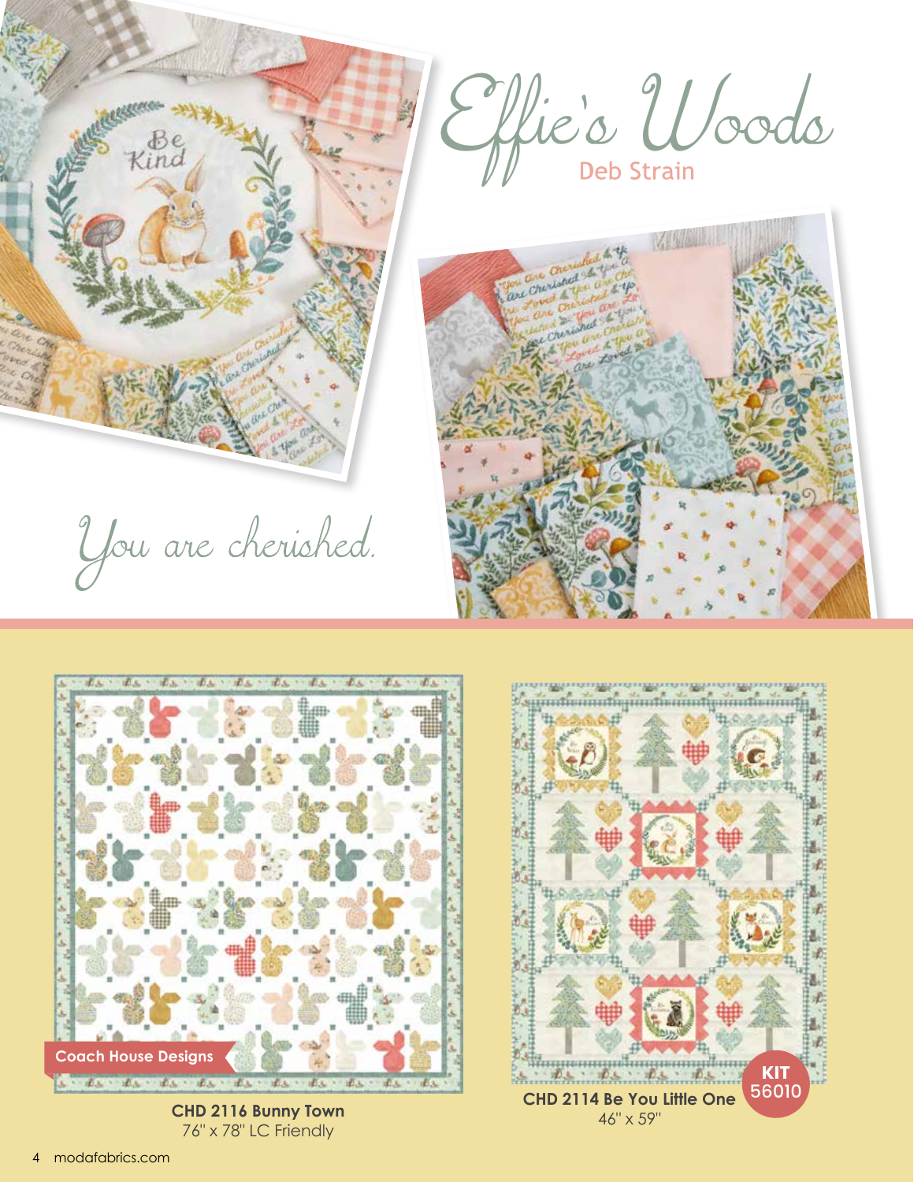# Effie's Woods

Deb Strain

*You are cherished.*

Coach House Designs

**CHD 2116 Bunny Town**
76" x 78" LC Friendly

**CHD 2114 Be You Little One**
46" x 59"

**KIT 56010**

modafabrics.com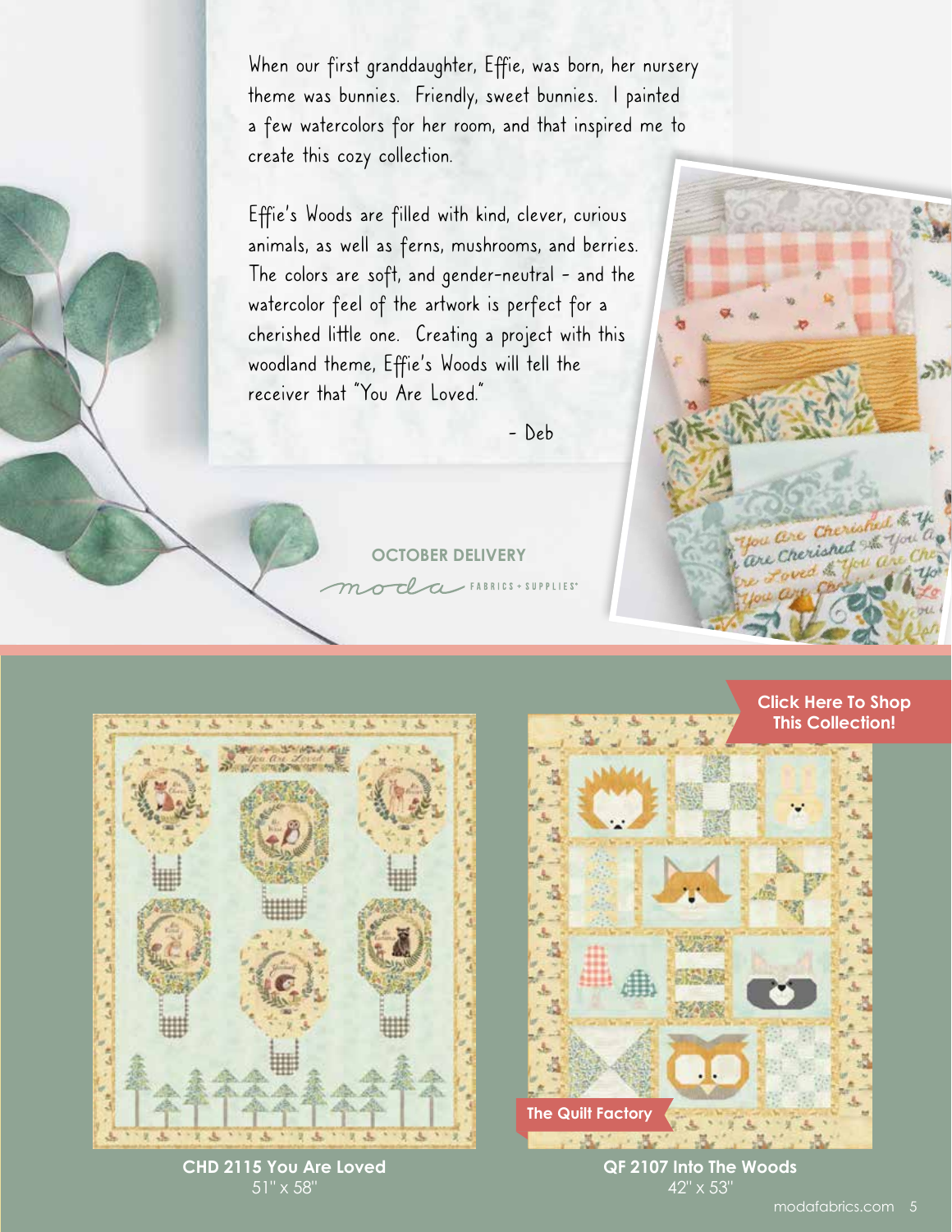When our first granddaughter, Effie, was born, her nursery theme was bunnies. Friendly, sweet bunnies. I painted a few watercolors for her room, and that inspired me to create this cozy collection.

Effie's Woods are filled with kind, clever, curious animals, as well as ferns, mushrooms, and berries. The colors are soft, and gender-neutral - and the watercolor feel of the artwork is perfect for a cherished little one. Creating a project with this woodland theme, Effie's Woods will tell the receiver that "You Are Loved."

\- Deb

**OCTOBER DELIVERY**

moda FABRICS + SUPPLIES®

**Click Here To Shop This Collection!**

**CHD 2115 You Are Loved**
51" x 58"

**The Quilt Factory**

**QF 2107 Into The Woods**
42" x 53"

modafabrics.com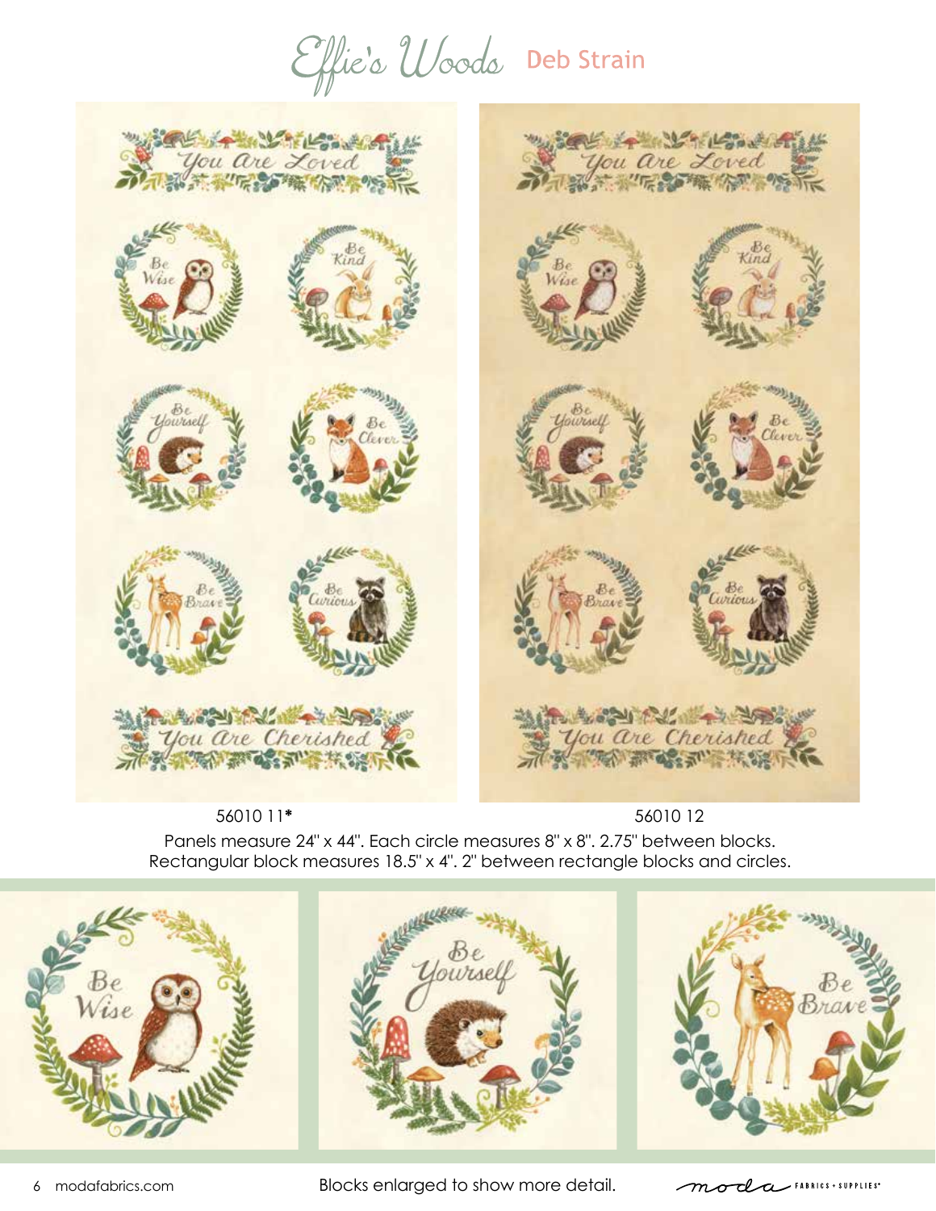# Effie's Woods Deb Strain

56010 11*

56010 12

Panels measure 24" x 44". Each circle measures 8" x 8". 2.75" between blocks.
Rectangular block measures 18.5" x 4". 2" between rectangle blocks and circles.

Blocks enlarged to show more detail.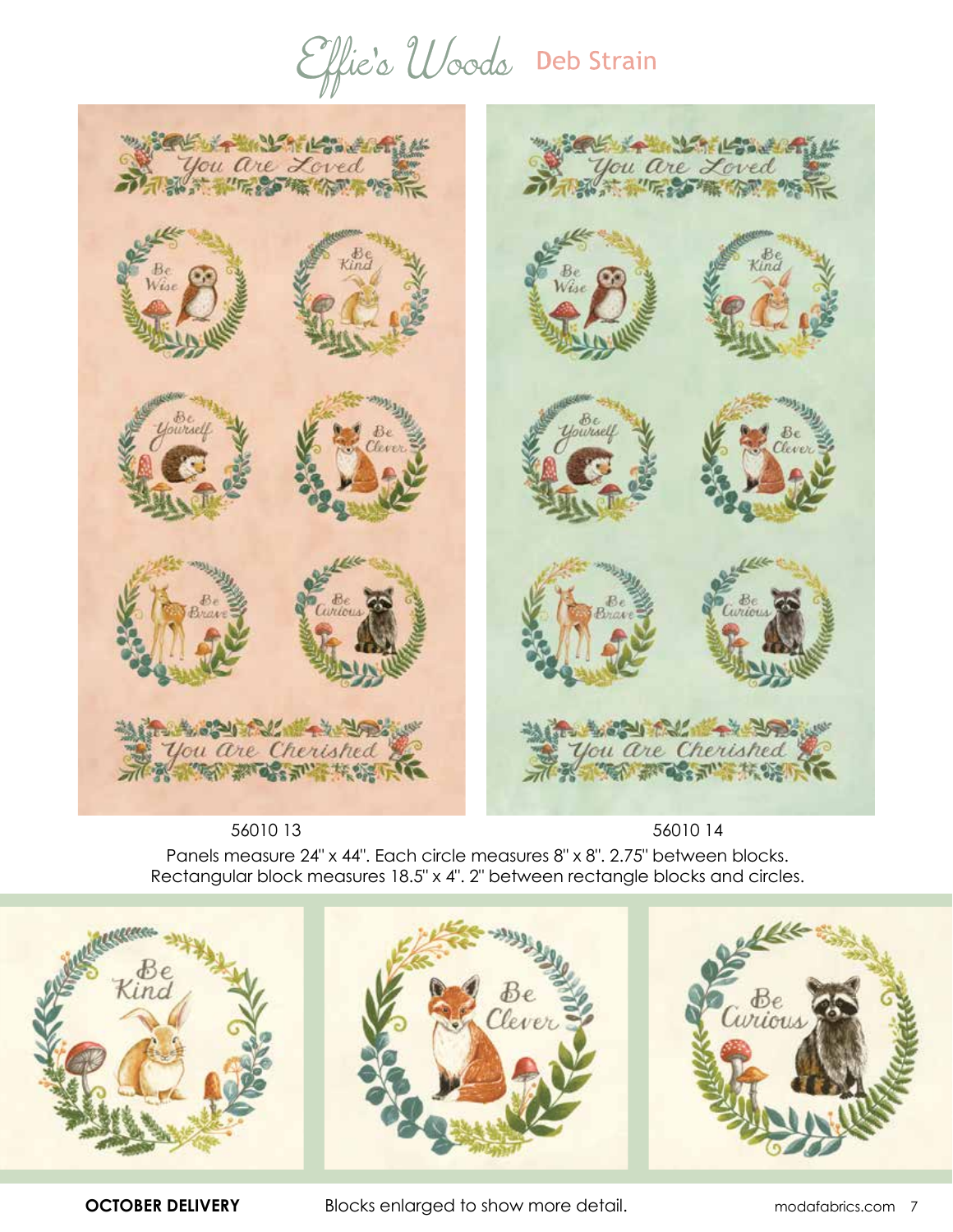# Effie's Woods Deb Strain

56010 13

56010 14

Panels measure 24" x 44". Each circle measures 8" x 8". 2.75" between blocks. Rectangular block measures 18.5" x 4". 2" between rectangle blocks and circles.

**OCTOBER DELIVERY**

Blocks enlarged to show more detail.

modafabrics.com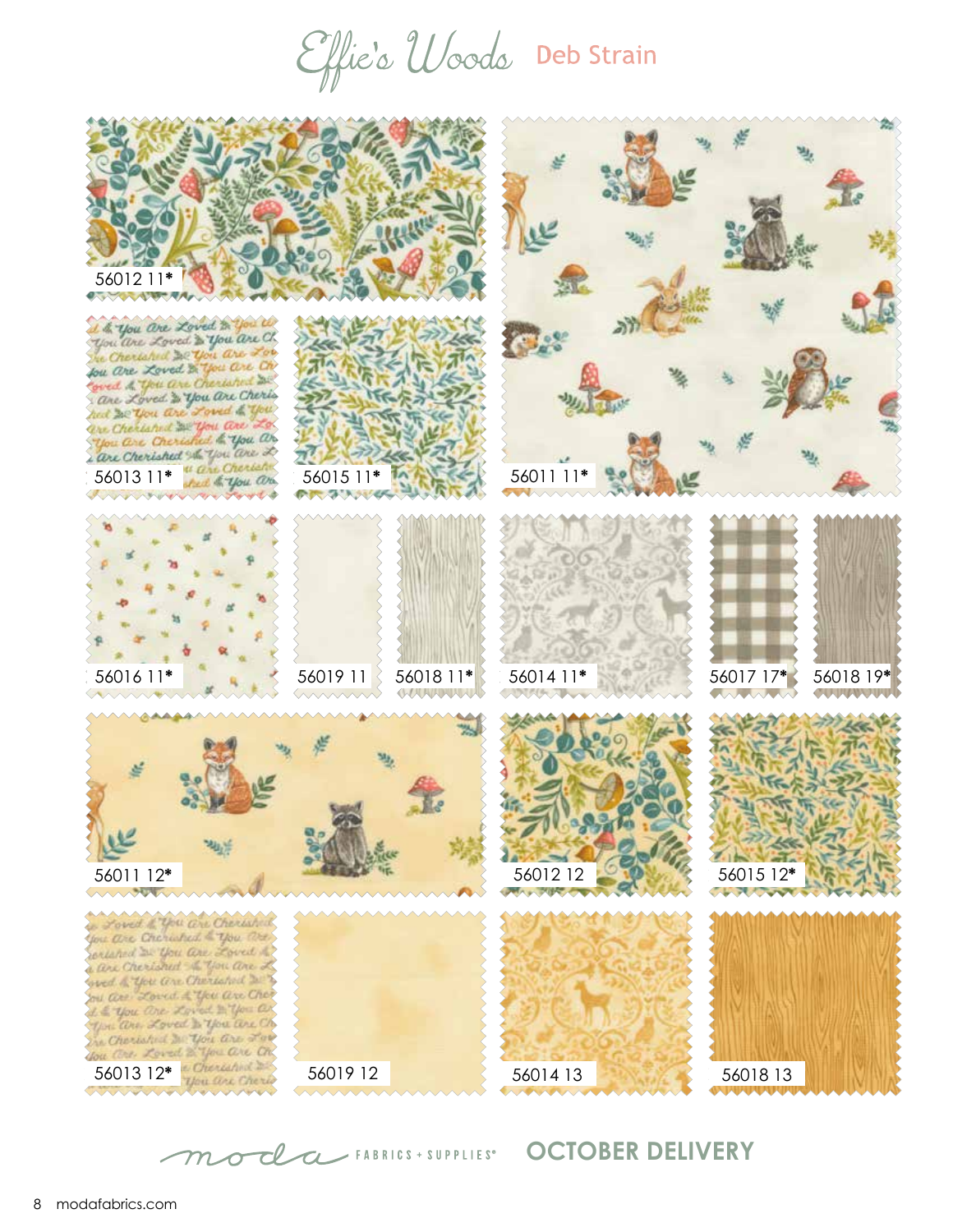# Effie's Woods Deb Strain

56012 11*

56013 11*

56015 11*

56011 11*

56016 11*

56019 11

56018 11*

56014 11*

56017 17*

56018 19*

56011 12*

56012 12

56015 12*

56013 12*

56019 12

56014 13

56018 13

moda FABRICS + SUPPLIES® **OCTOBER DELIVERY**

modafabrics.com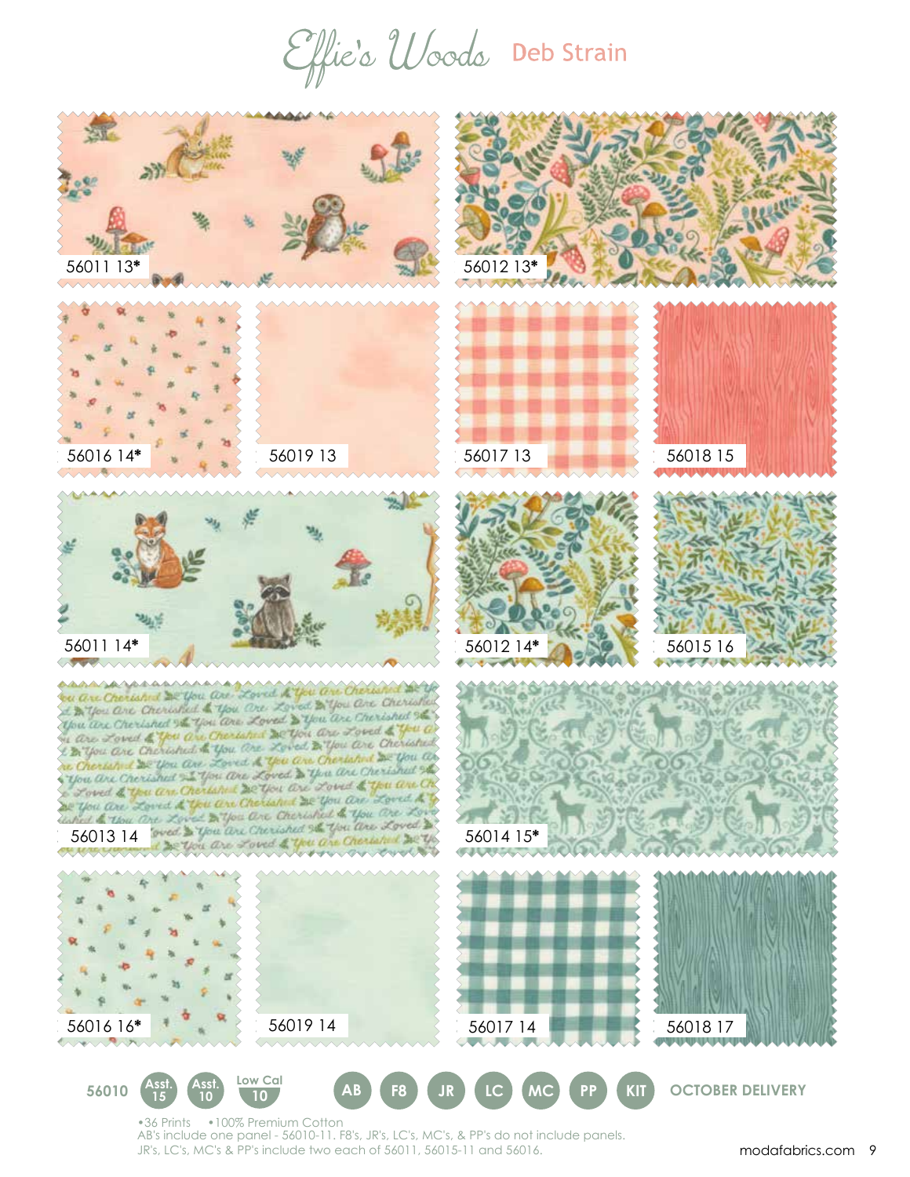# Effie's Woods Deb Strain

56011 13*

56012 13*

56016 14*

56019 13

56017 13

56018 15

56011 14*

56012 14*

56015 16

56013 14

56014 15*

56016 16*

56019 14

56017 14

56018 17

56010 Asst. 15 Asst. 10 Low Cal 10 AB F8 JR LC MC PP KIT OCTOBER DELIVERY

•36 Prints •100% Premium Cotton
AB's include one panel - 56010-11. F8's, JR's, LC's, MC's, & PP's do not include panels.
JR's, LC's, MC's & PP's include two each of 56011, 56015-11 and 56016.

modafabrics.com